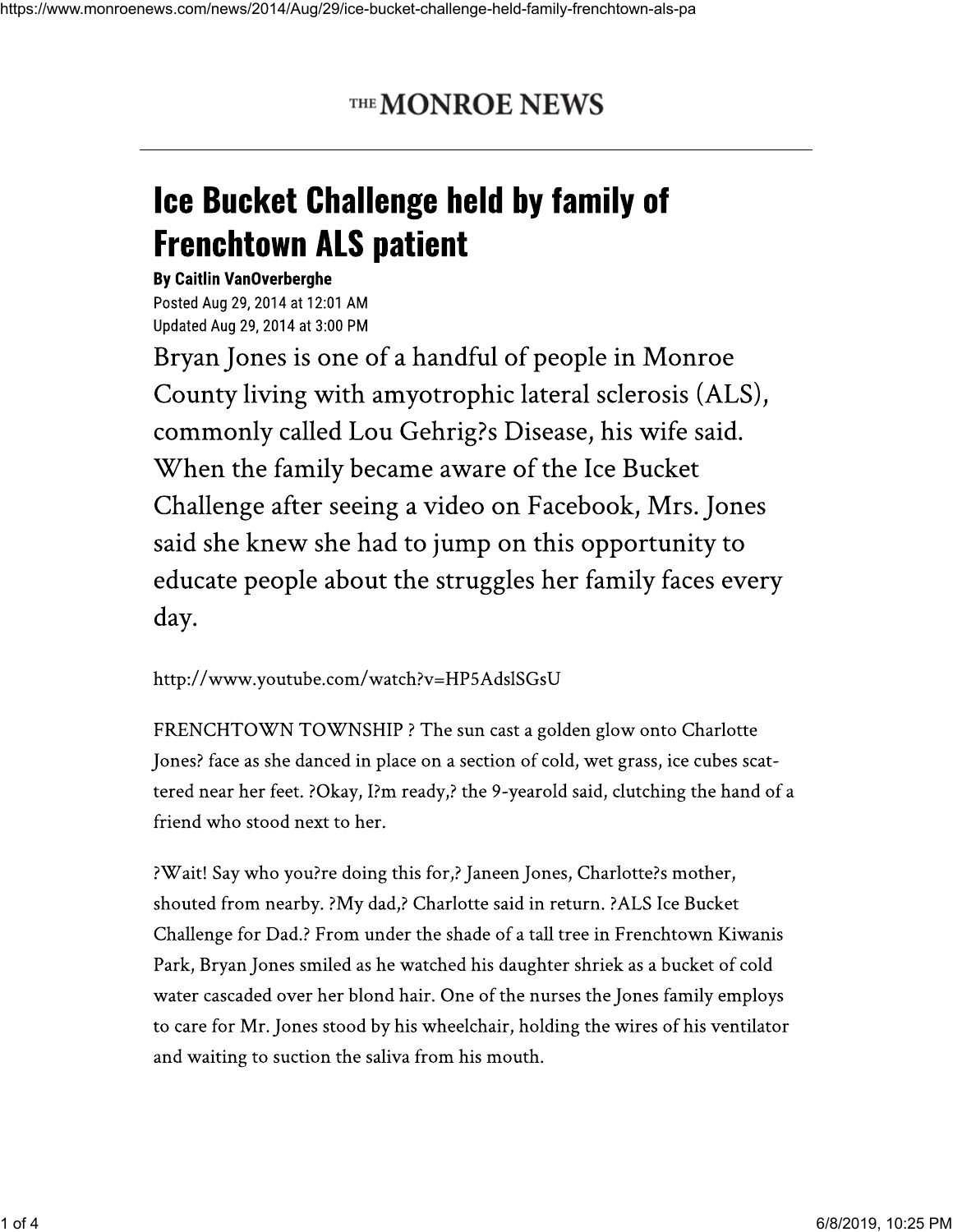# THE MONROE NEWS

# Ice Bucket Challenge held by family of Frenchtown ALS patient

**By Caitlin VanOverberghe**

Posted Aug 29, 2014 at 12:01 AM
Updated Aug 29, 2014 at 3:00 PM

Bryan Jones is one of a handful of people in Monroe County living with amyotrophic lateral sclerosis (ALS), commonly called Lou Gehrig?s Disease, his wife said. When the family became aware of the Ice Bucket Challenge after seeing a video on Facebook, Mrs. Jones said she knew she had to jump on this opportunity to educate people about the struggles her family faces every day.

http://www.youtube.com/watch?v=HP5AdslSGsU

FRENCHTOWN TOWNSHIP ? The sun cast a golden glow onto Charlotte Jones? face as she danced in place on a section of cold, wet grass, ice cubes scattered near her feet. ?Okay, I?m ready,? the 9-yearold said, clutching the hand of a friend who stood next to her.

?Wait! Say who you?re doing this for,? Janeen Jones, Charlotte?s mother, shouted from nearby. ?My dad,? Charlotte said in return. ?ALS Ice Bucket Challenge for Dad.? From under the shade of a tall tree in Frenchtown Kiwanis Park, Bryan Jones smiled as he watched his daughter shriek as a bucket of cold water cascaded over her blond hair. One of the nurses the Jones family employs to care for Mr. Jones stood by his wheelchair, holding the wires of his ventilator and waiting to suction the saliva from his mouth.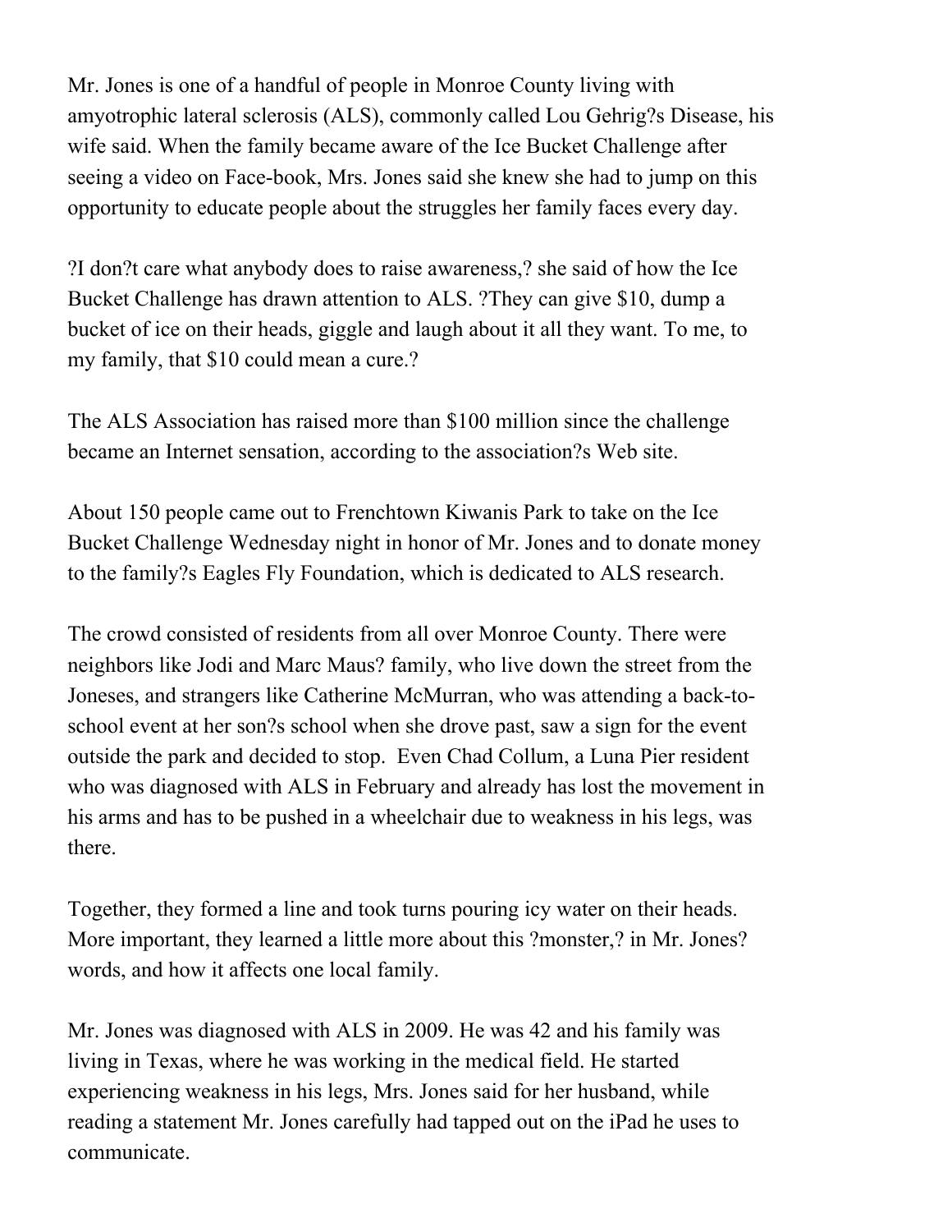Mr. Jones is one of a handful of people in Monroe County living with amyotrophic lateral sclerosis (ALS), commonly called Lou Gehrig?s Disease, his wife said. When the family became aware of the Ice Bucket Challenge after seeing a video on Face-book, Mrs. Jones said she knew she had to jump on this opportunity to educate people about the struggles her family faces every day.

?I don?t care what anybody does to raise awareness,? she said of how the Ice Bucket Challenge has drawn attention to ALS. ?They can give $10, dump a bucket of ice on their heads, giggle and laugh about it all they want. To me, to my family, that $10 could mean a cure.?

The ALS Association has raised more than $100 million since the challenge became an Internet sensation, according to the association?s Web site.

About 150 people came out to Frenchtown Kiwanis Park to take on the Ice Bucket Challenge Wednesday night in honor of Mr. Jones and to donate money to the family?s Eagles Fly Foundation, which is dedicated to ALS research.

The crowd consisted of residents from all over Monroe County. There were neighbors like Jodi and Marc Maus? family, who live down the street from the Joneses, and strangers like Catherine McMurran, who was attending a back-to-school event at her son?s school when she drove past, saw a sign for the event outside the park and decided to stop. Even Chad Collum, a Luna Pier resident who was diagnosed with ALS in February and already has lost the movement in his arms and has to be pushed in a wheelchair due to weakness in his legs, was there.

Together, they formed a line and took turns pouring icy water on their heads. More important, they learned a little more about this ?monster,? in Mr. Jones? words, and how it affects one local family.

Mr. Jones was diagnosed with ALS in 2009. He was 42 and his family was living in Texas, where he was working in the medical field. He started experiencing weakness in his legs, Mrs. Jones said for her husband, while reading a statement Mr. Jones carefully had tapped out on the iPad he uses to communicate.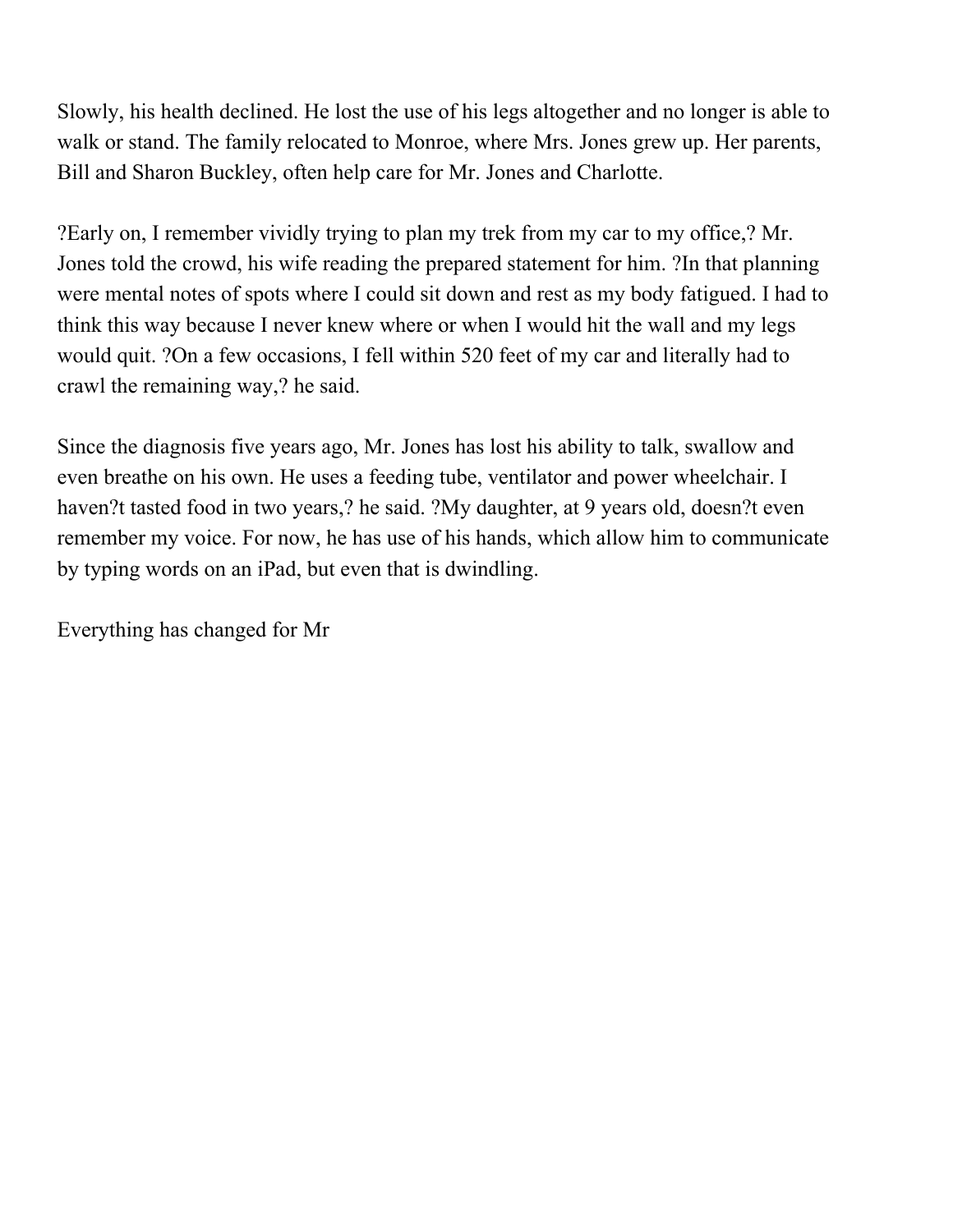Slowly, his health declined. He lost the use of his legs altogether and no longer is able to walk or stand. The family relocated to Monroe, where Mrs. Jones grew up. Her parents, Bill and Sharon Buckley, often help care for Mr. Jones and Charlotte.

?Early on, I remember vividly trying to plan my trek from my car to my office,? Mr. Jones told the crowd, his wife reading the prepared statement for him. ?In that planning were mental notes of spots where I could sit down and rest as my body fatigued. I had to think this way because I never knew where or when I would hit the wall and my legs would quit. ?On a few occasions, I fell within 520 feet of my car and literally had to crawl the remaining way,? he said.

Since the diagnosis five years ago, Mr. Jones has lost his ability to talk, swallow and even breathe on his own. He uses a feeding tube, ventilator and power wheelchair. I haven?t tasted food in two years,? he said. ?My daughter, at 9 years old, doesn?t even remember my voice. For now, he has use of his hands, which allow him to communicate by typing words on an iPad, but even that is dwindling.

Everything has changed for Mr